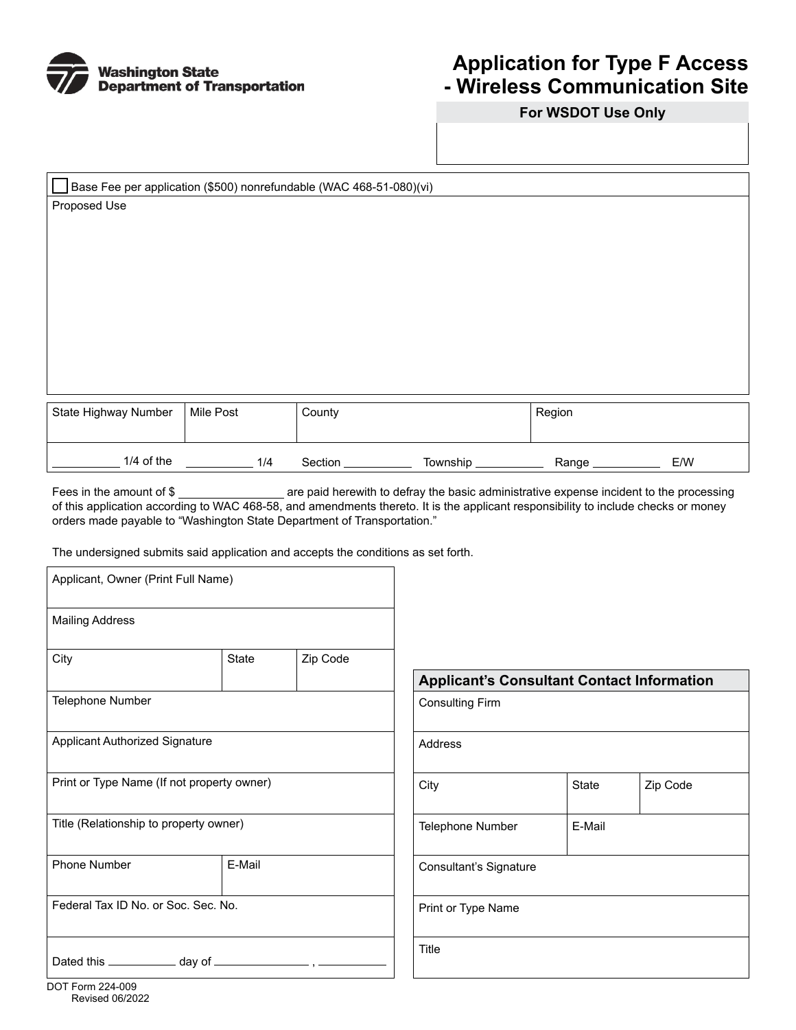Washington State Department of Transportation

# Application for Type F Access - Wireless Communication Site

**For WSDOT Use Only**

☐ Base Fee per application ($500) nonrefundable (WAC 468-51-080)(vi)

Proposed Use

| State Highway Number | Mile Post | County | Region |
|---|---|---|---|
| | | | |

\_\_\_\_\_\_\_\_\_\_ 1/4 of the \_\_\_\_\_\_\_\_\_\_ 1/4 Section \_\_\_\_\_\_\_\_\_\_ Township \_\_\_\_\_\_\_\_\_\_ Range \_\_\_\_\_\_\_\_\_\_ E/W

Fees in the amount of $ \_\_\_\_\_\_\_\_\_\_\_\_\_\_\_\_ are paid herewith to defray the basic administrative expense incident to the processing of this application according to WAC 468-58, and amendments thereto. It is the applicant responsibility to include checks or money orders made payable to "Washington State Department of Transportation."

The undersigned submits said application and accepts the conditions as set forth.

| Applicant, Owner (Print Full Name) | | |
|---|---|---|
| Mailing Address | | |
| City | State | Zip Code |
| Telephone Number | | |
| Applicant Authorized Signature | | |
| Print or Type Name (If not property owner) | | |
| Title (Relationship to property owner) | | |
| Phone Number | E-Mail | |
| Federal Tax ID No. or Soc. Sec. No. | | |
| Dated this \_\_\_\_\_\_\_\_ day of \_\_\_\_\_\_\_\_\_\_\_\_ , \_\_\_\_\_\_\_\_ | | |

**Applicant's Consultant Contact Information**

| Consulting Firm | | |
|---|---|---|
| Address | | |
| City | State | Zip Code |
| Telephone Number | E-Mail | |
| Consultant's Signature | | |
| Print or Type Name | | |
| Title | | |

DOT Form 224-009
Revised 06/2022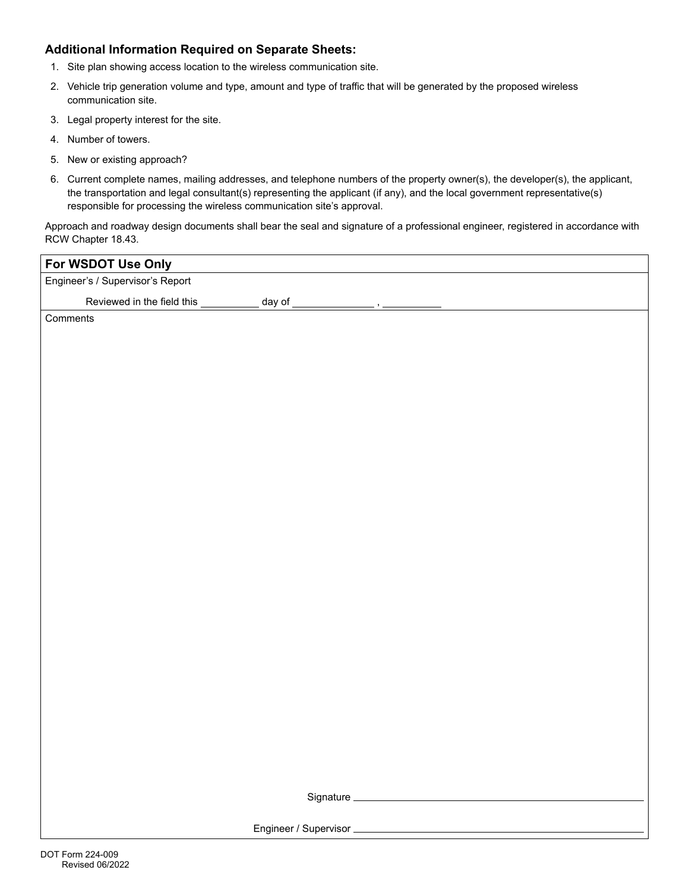### Additional Information Required on Separate Sheets:

1. Site plan showing access location to the wireless communication site.
2. Vehicle trip generation volume and type, amount and type of traffic that will be generated by the proposed wireless communication site.
3. Legal property interest for the site.
4. Number of towers.
5. New or existing approach?
6. Current complete names, mailing addresses, and telephone numbers of the property owner(s), the developer(s), the applicant, the transportation and legal consultant(s) representing the applicant (if any), and the local government representative(s) responsible for processing the wireless communication site's approval.

Approach and roadway design documents shall bear the seal and signature of a professional engineer, registered in accordance with RCW Chapter 18.43.

**For WSDOT Use Only**

Engineer's / Supervisor's Report

Reviewed in the field this __________ day of ______________ , __________

Comments

Signature ________________________________

Engineer / Supervisor ________________________________

DOT Form 224-009
Revised 06/2022